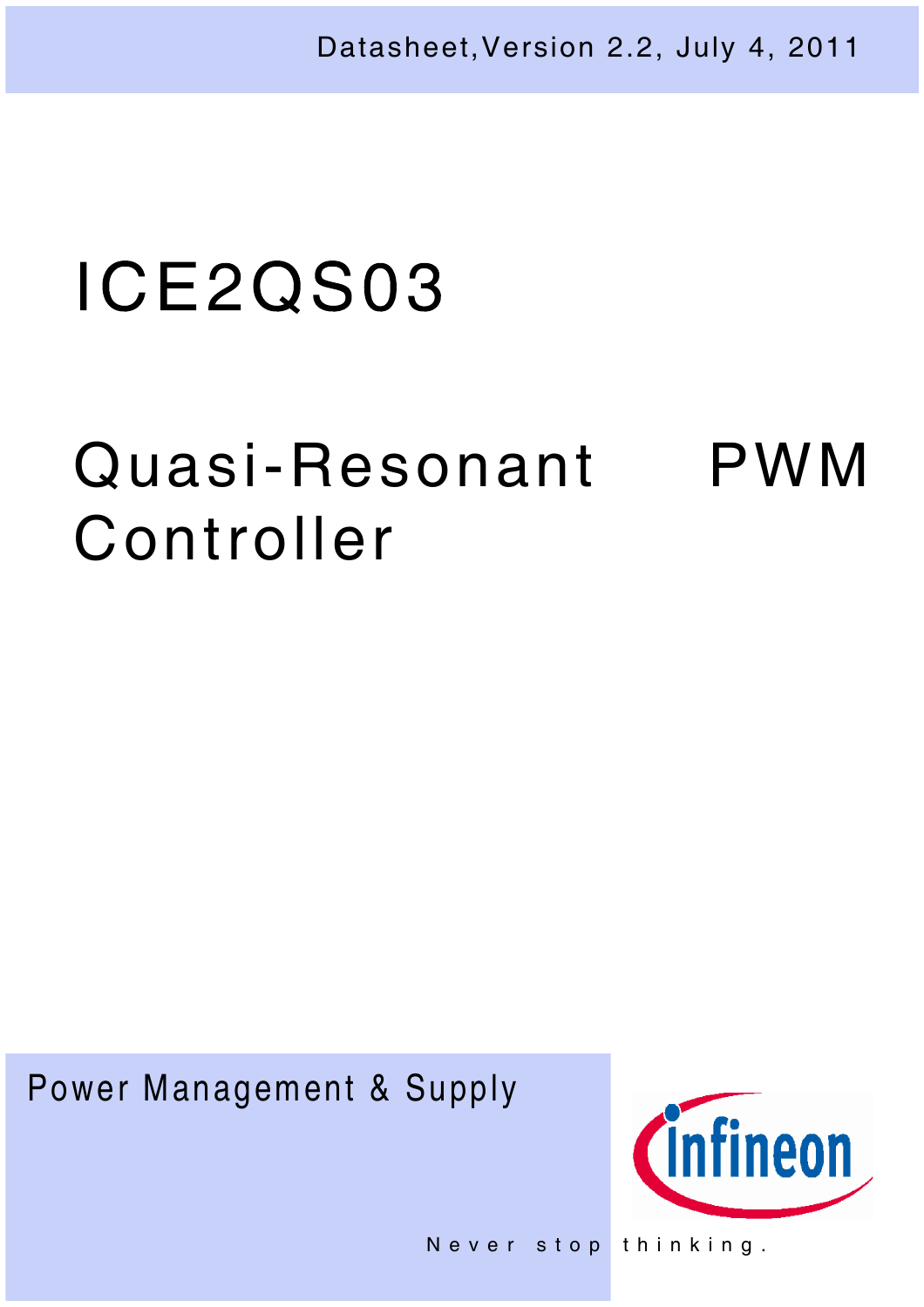Datasheet,Version 2.2, July 4, 2011

# ICE2QS03

## Quasi-Resonant PWM Controller

Power Management & Supply

Never stop thinking.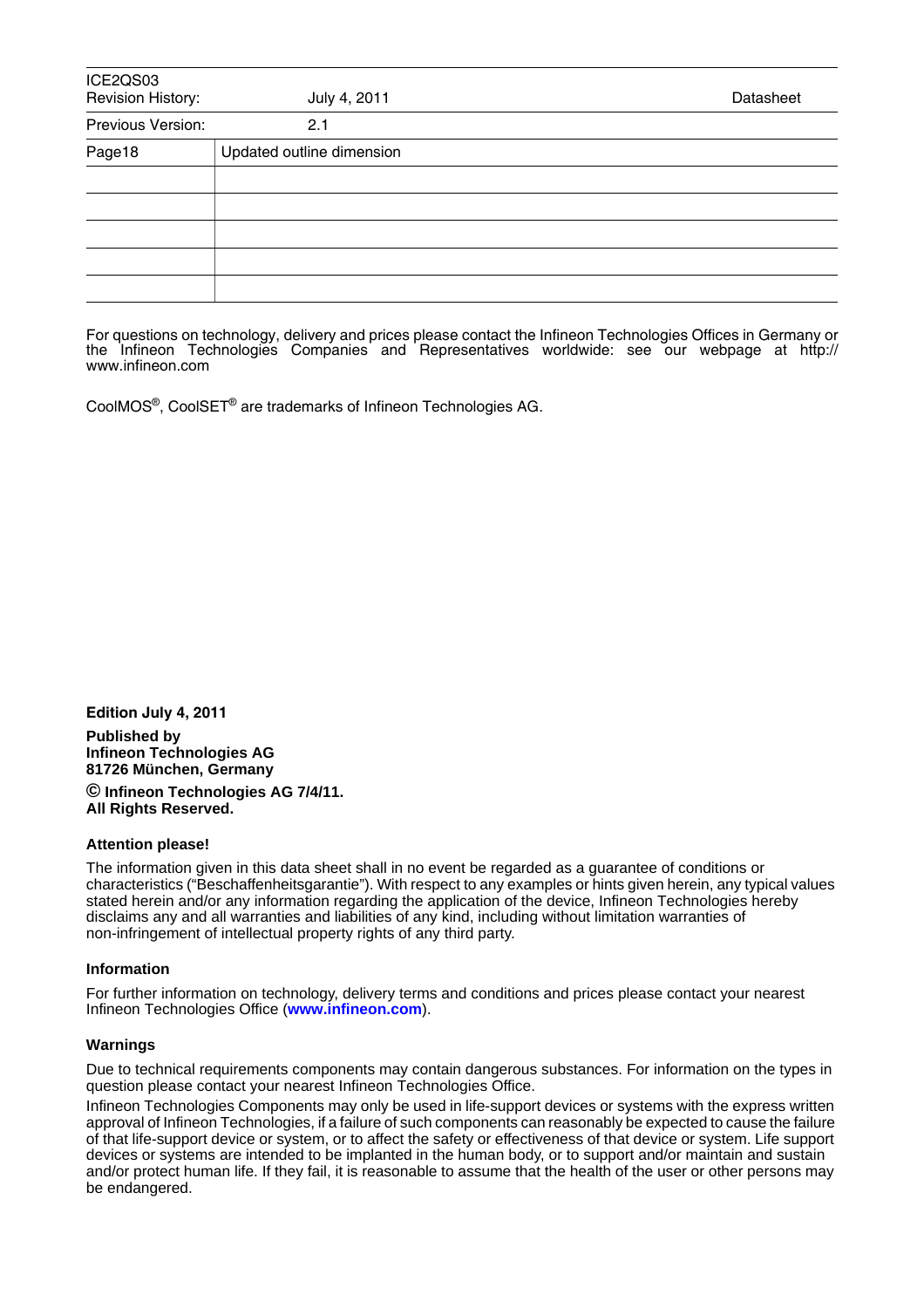| ICE2QS03 Revision History: | July 4, 2011 | Datasheet |
|---|---|---|
| Previous Version: | 2.1 | |
| Page18 | Updated outline dimension | |
| | | |
| | | |
| | | |
| | | |
| | | |

For questions on technology, delivery and prices please contact the Infineon Technologies Offices in Germany or the Infineon Technologies Companies and Representatives worldwide: see our webpage at http://www.infineon.com

CoolMOS®, CoolSET® are trademarks of Infineon Technologies AG.

**Edition July 4, 2011**

**Published by**
**Infineon Technologies AG**
**81726 München, Germany**

**© Infineon Technologies AG 7/4/11.**
**All Rights Reserved.**

**Attention please!**

The information given in this data sheet shall in no event be regarded as a guarantee of conditions or characteristics ("Beschaffenheitsgarantie"). With respect to any examples or hints given herein, any typical values stated herein and/or any information regarding the application of the device, Infineon Technologies hereby disclaims any and all warranties and liabilities of any kind, including without limitation warranties of non-infringement of intellectual property rights of any third party.

**Information**

For further information on technology, delivery terms and conditions and prices please contact your nearest Infineon Technologies Office (**www.infineon.com**).

**Warnings**

Due to technical requirements components may contain dangerous substances. For information on the types in question please contact your nearest Infineon Technologies Office.

Infineon Technologies Components may only be used in life-support devices or systems with the express written approval of Infineon Technologies, if a failure of such components can reasonably be expected to cause the failure of that life-support device or system, or to affect the safety or effectiveness of that device or system. Life support devices or systems are intended to be implanted in the human body, or to support and/or maintain and sustain and/or protect human life. If they fail, it is reasonable to assume that the health of the user or other persons may be endangered.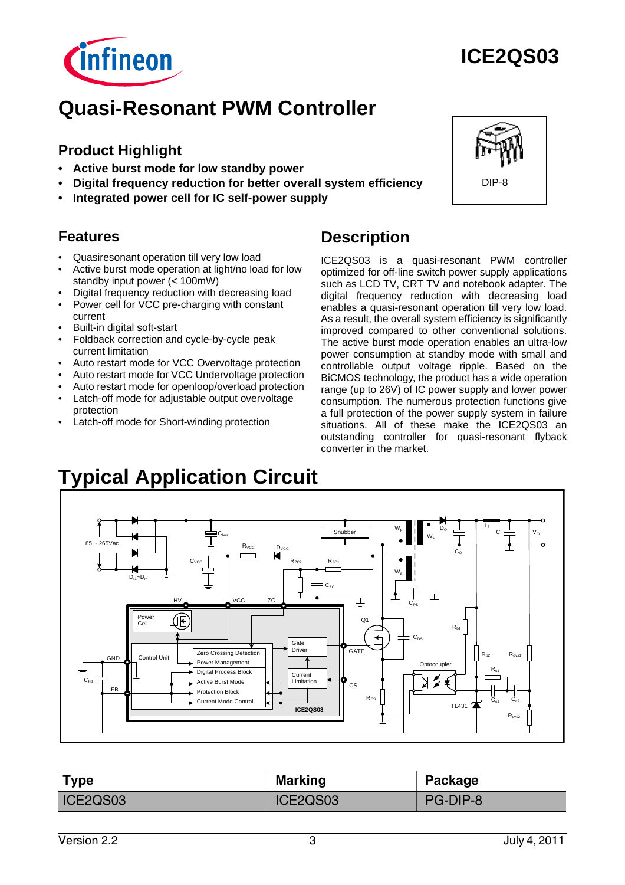# Quasi-Resonant PWM Controller

ICE2QS03

## Product Highlight

- **Active burst mode for low standby power**
- **Digital frequency reduction for better overall system efficiency**
- **Integrated power cell for IC self-power supply**

DIP-8

## Features

- Quasiresonant operation till very low load
- Active burst mode operation at light/no load for low standby input power (< 100mW)
- Digital frequency reduction with decreasing load
- Power cell for VCC pre-charging with constant current
- Built-in digital soft-start
- Foldback correction and cycle-by-cycle peak current limitation
- Auto restart mode for VCC Overvoltage protection
- Auto restart mode for VCC Undervoltage protection
- Auto restart mode for openloop/overload protection
- Latch-off mode for adjustable output overvoltage protection
- Latch-off mode for Short-winding protection

## Description

ICE2QS03 is a quasi-resonant PWM controller optimized for off-line switch power supply applications such as LCD TV, CRT TV and notebook adapter. The digital frequency reduction with decreasing load enables a quasi-resonant operation till very low load. As a result, the overall system efficiency is significantly improved compared to other conventional solutions. The active burst mode operation enables an ultra-low power consumption at standby mode with small and controllable output voltage ripple. Based on the BiCMOS technology, the product has a wide operation range (up to 26V) of IC power supply and lower power consumption. The numerous protection functions give a full protection of the power supply system in failure situations. All of these make the ICE2QS03 an outstanding controller for quasi-resonant flyback converter in the market.

# Typical Application Circuit

| Type | Marking | Package |
|---|---|---|
| ICE2QS03 | ICE2QS03 | PG-DIP-8 |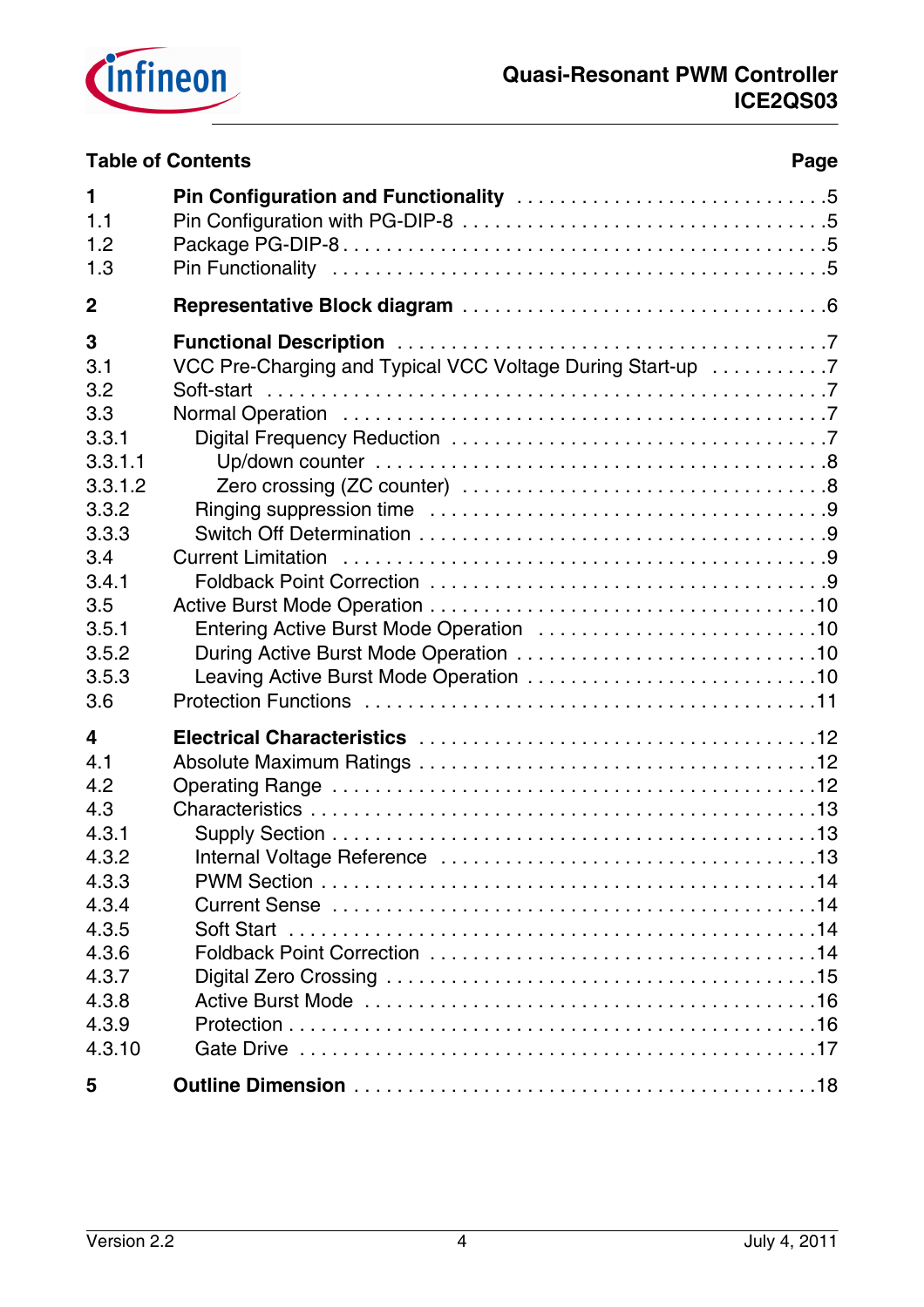**Table of Contents** **Page**

| | | |
|---|---|---|
| **1** | **Pin Configuration and Functionality** | **5** |
| 1.1 | Pin Configuration with PG-DIP-8 | 5 |
| 1.2 | Package PG-DIP-8 | 5 |
| 1.3 | Pin Functionality | 5 |
| **2** | **Representative Block diagram** | **6** |
| **3** | **Functional Description** | **7** |
| 3.1 | VCC Pre-Charging and Typical VCC Voltage During Start-up | 7 |
| 3.2 | Soft-start | 7 |
| 3.3 | Normal Operation | 7 |
| 3.3.1 | Digital Frequency Reduction | 7 |
| 3.3.1.1 | Up/down counter | 8 |
| 3.3.1.2 | Zero crossing (ZC counter) | 8 |
| 3.3.2 | Ringing suppression time | 9 |
| 3.3.3 | Switch Off Determination | 9 |
| 3.4 | Current Limitation | 9 |
| 3.4.1 | Foldback Point Correction | 9 |
| 3.5 | Active Burst Mode Operation | 10 |
| 3.5.1 | Entering Active Burst Mode Operation | 10 |
| 3.5.2 | During Active Burst Mode Operation | 10 |
| 3.5.3 | Leaving Active Burst Mode Operation | 10 |
| 3.6 | Protection Functions | 11 |
| **4** | **Electrical Characteristics** | **12** |
| 4.1 | Absolute Maximum Ratings | 12 |
| 4.2 | Operating Range | 12 |
| 4.3 | Characteristics | 13 |
| 4.3.1 | Supply Section | 13 |
| 4.3.2 | Internal Voltage Reference | 13 |
| 4.3.3 | PWM Section | 14 |
| 4.3.4 | Current Sense | 14 |
| 4.3.5 | Soft Start | 14 |
| 4.3.6 | Foldback Point Correction | 14 |
| 4.3.7 | Digital Zero Crossing | 15 |
| 4.3.8 | Active Burst Mode | 16 |
| 4.3.9 | Protection | 16 |
| 4.3.10 | Gate Drive | 17 |
| **5** | **Outline Dimension** | **18** |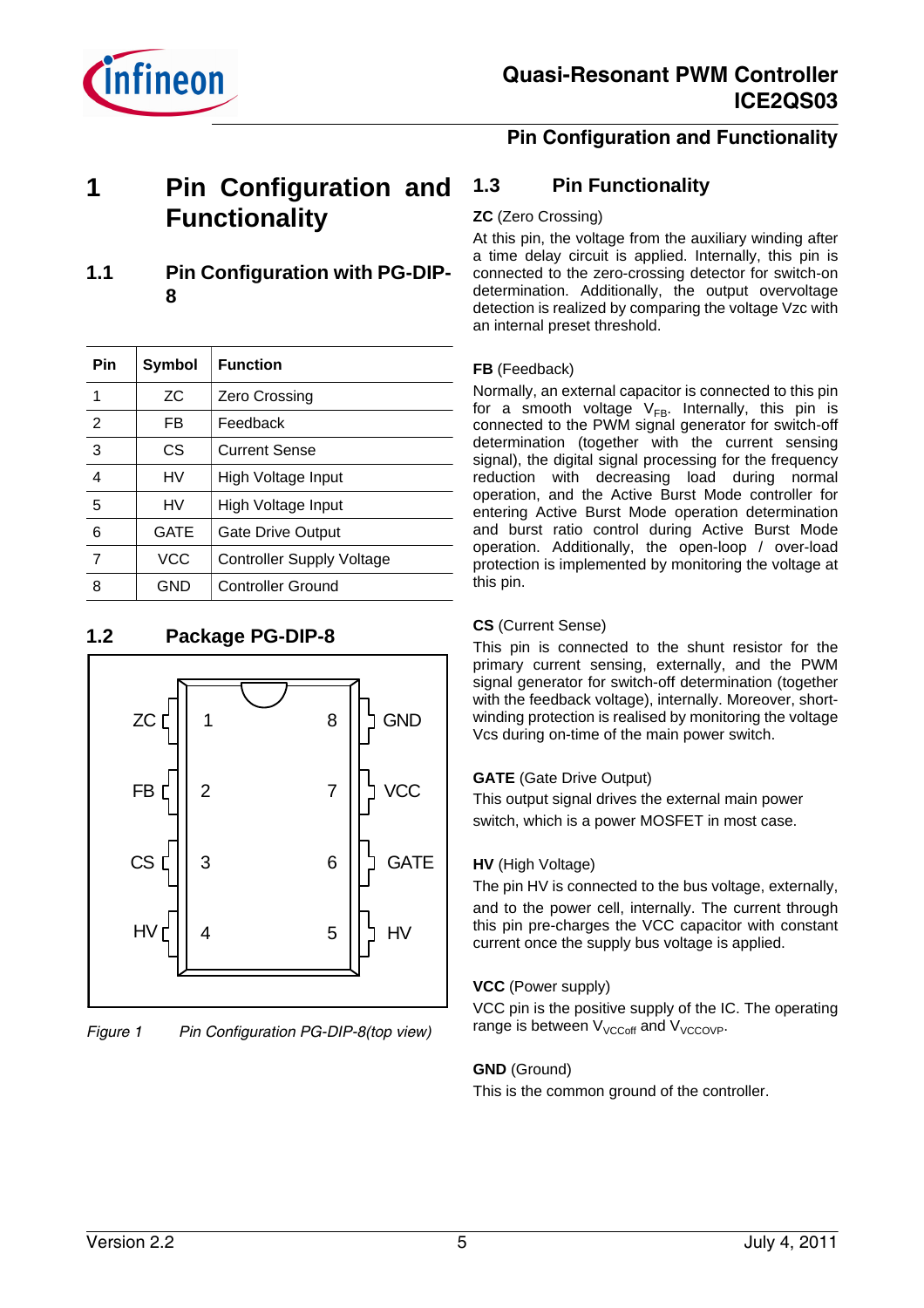// Pin Configuration and Functionality

# 1 Pin Configuration and Functionality

## 1.1 Pin Configuration with PG-DIP-8

| Pin | Symbol | Function |
|---|---|---|
| 1 | ZC | Zero Crossing |
| 2 | FB | Feedback |
| 3 | CS | Current Sense |
| 4 | HV | High Voltage Input |
| 5 | HV | High Voltage Input |
| 6 | GATE | Gate Drive Output |
| 7 | VCC | Controller Supply Voltage |
| 8 | GND | Controller Ground |

## 1.2 Package PG-DIP-8

ZC 1 8 GND
FB 2 7 VCC
CS 3 6 GATE
HV 4 5 HV

*Figure 1 Pin Configuration PG-DIP-8(top view)*

## 1.3 Pin Functionality

**ZC** (Zero Crossing)

At this pin, the voltage from the auxiliary winding after a time delay circuit is applied. Internally, this pin is connected to the zero-crossing detector for switch-on determination. Additionally, the output overvoltage detection is realized by comparing the voltage Vzc with an internal preset threshold.

**FB** (Feedback)

Normally, an external capacitor is connected to this pin for a smooth voltage $V_{FB}$. Internally, this pin is connected to the PWM signal generator for switch-off determination (together with the current sensing signal), the digital signal processing for the frequency reduction with decreasing load during normal operation, and the Active Burst Mode controller for entering Active Burst Mode operation determination and burst ratio control during Active Burst Mode operation. Additionally, the open-loop / over-load protection is implemented by monitoring the voltage at this pin.

**CS** (Current Sense)

This pin is connected to the shunt resistor for the primary current sensing, externally, and the PWM signal generator for switch-off determination (together with the feedback voltage), internally. Moreover, short-winding protection is realised by monitoring the voltage Vcs during on-time of the main power switch.

**GATE** (Gate Drive Output)

This output signal drives the external main power switch, which is a power MOSFET in most case.

**HV** (High Voltage)

The pin HV is connected to the bus voltage, externally, and to the power cell, internally. The current through this pin pre-charges the VCC capacitor with constant current once the supply bus voltage is applied.

**VCC** (Power supply)

VCC pin is the positive supply of the IC. The operating range is between $V_{VCCoff}$ and $V_{VCCOVP}$.

**GND** (Ground)

This is the common ground of the controller.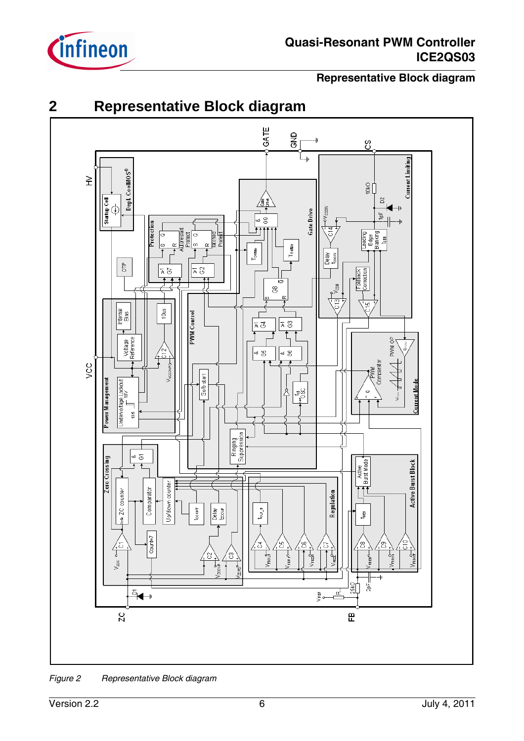## 2 Representative Block diagram

*Figure 2 Representative Block diagram*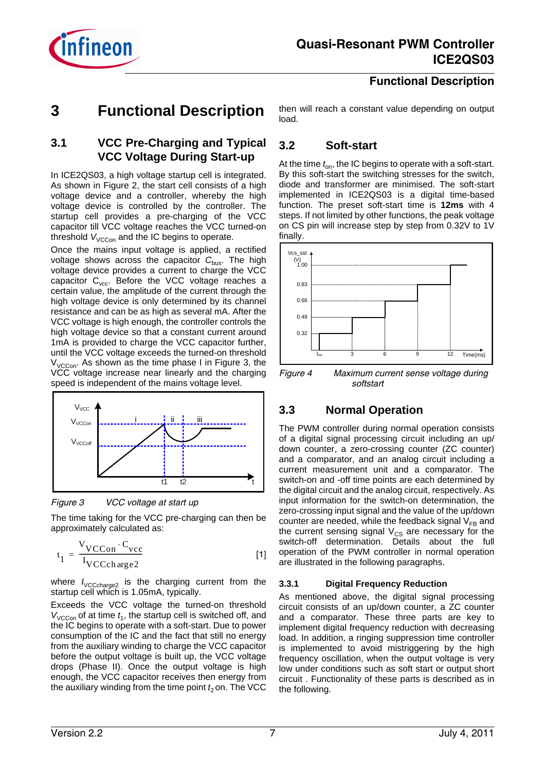# 3 Functional Description

## 3.1 VCC Pre-Charging and Typical VCC Voltage During Start-up

In ICE2QS03, a high voltage startup cell is integrated. As shown in Figure 2, the start cell consists of a high voltage device and a controller, whereby the high voltage device is controlled by the controller. The startup cell provides a pre-charging of the VCC capacitor till VCC voltage reaches the VCC turned-on threshold $V_{VCCon}$ and the IC begins to operate.

Once the mains input voltage is applied, a rectified voltage shows across the capacitor $C_{bus}$. The high voltage device provides a current to charge the VCC capacitor $C_{vcc}$. Before the VCC voltage reaches a certain value, the amplitude of the current through the high voltage device is only determined by its channel resistance and can be as high as several mA. After the VCC voltage is high enough, the controller controls the high voltage device so that a constant current around 1mA is provided to charge the VCC capacitor further, until the VCC voltage exceeds the turned-on threshold $V_{VCCon}$. As shown as the time phase I in Figure 3, the VCC voltage increase near linearly and the charging speed is independent of the mains voltage level.

*Figure 3 VCC voltage at start up*

The time taking for the VCC pre-charging can then be approximately calculated as:

$$t_1 = \frac{V_{VCCon} \cdot C_{vcc}}{I_{VCCcharge2}} \qquad [1]$$

where $I_{VCCcharge2}$ is the charging current from the startup cell which is 1.05mA, typically.

Exceeds the VCC voltage the turned-on threshold $V_{VCCon}$ of at time $t_1$, the startup cell is switched off, and the IC begins to operate with a soft-start. Due to power consumption of the IC and the fact that still no energy from the auxiliary winding to charge the VCC capacitor before the output voltage is built up, the VCC voltage drops (Phase II). Once the output voltage is high enough, the VCC capacitor receives then energy from the auxiliary winding from the time point $t_2$ on. The VCC then will reach a constant value depending on output load.

## 3.2 Soft-start

At the time $t_{on}$, the IC begins to operate with a soft-start. By this soft-start the switching stresses for the switch, diode and transformer are minimised. The soft-start implemented in ICE2QS03 is a digital time-based function. The preset soft-start time is **12ms** with 4 steps. If not limited by other functions, the peak voltage on CS pin will increase step by step from 0.32V to 1V finally.

*Figure 4 Maximum current sense voltage during softstart*

## 3.3 Normal Operation

The PWM controller during normal operation consists of a digital signal processing circuit including an up/down counter, a zero-crossing counter (ZC counter) and a comparator, and an analog circuit including a current measurement unit and a comparator. The switch-on and -off time points are each determined by the digital circuit and the analog circuit, respectively. As input information for the switch-on determination, the zero-crossing input signal and the value of the up/down counter are needed, while the feedback signal $V_{FB}$ and the current sensing signal $V_{CS}$ are necessary for the switch-off determination. Details about the full operation of the PWM controller in normal operation are illustrated in the following paragraphs.

### 3.3.1 Digital Frequency Reduction

As mentioned above, the digital signal processing circuit consists of an up/down counter, a ZC counter and a comparator. These three parts are key to implement digital frequency reduction with decreasing load. In addition, a ringing suppression time controller is implemented to avoid mistriggering by the high frequency oscillation, when the output voltage is very low under conditions such as soft start or output short circuit . Functionality of these parts is described as in the following.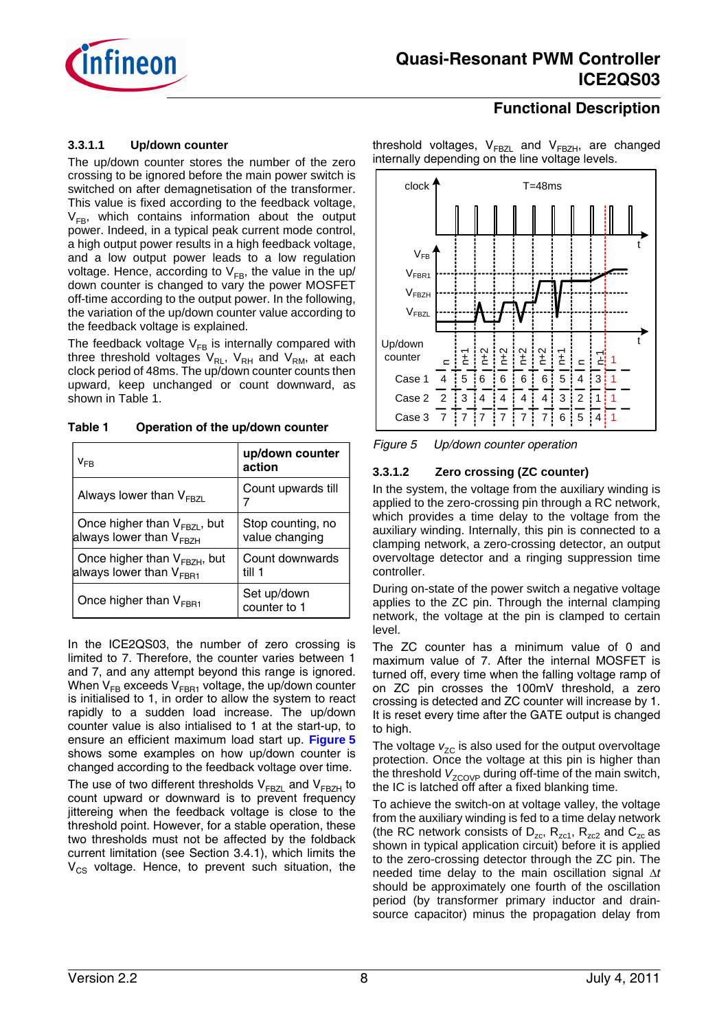#### 3.3.1.1 Up/down counter

The up/down counter stores the number of the zero crossing to be ignored before the main power switch is switched on after demagnetisation of the transformer. This value is fixed according to the feedback voltage, $V_{FB}$, which contains information about the output power. Indeed, in a typical peak current mode control, a high output power results in a high feedback voltage, and a low output power leads to a low regulation voltage. Hence, according to $V_{FB}$, the value in the up/down counter is changed to vary the power MOSFET off-time according to the output power. In the following, the variation of the up/down counter value according to the feedback voltage is explained.

The feedback voltage $V_{FB}$ is internally compared with three threshold voltages $V_{RL}$, $V_{RH}$ and $V_{RM}$, at each clock period of 48ms. The up/down counter counts then upward, keep unchanged or count downward, as shown in Table 1.

**Table 1 Operation of the up/down counter**

| $V_{FB}$ | up/down counter action |
|---|---|
| Always lower than $V_{FBZL}$ | Count upwards till 7 |
| Once higher than $V_{FBZL}$, but always lower than $V_{FBZH}$ | Stop counting, no value changing |
| Once higher than $V_{FBZH}$, but always lower than $V_{FBR1}$ | Count downwards till 1 |
| Once higher than $V_{FBR1}$ | Set up/down counter to 1 |

In the ICE2QS03, the number of zero crossing is limited to 7. Therefore, the counter varies between 1 and 7, and any attempt beyond this range is ignored. When $V_{FB}$ exceeds $V_{FBR1}$ voltage, the up/down counter is initialised to 1, in order to allow the system to react rapidly to a sudden load increase. The up/down counter value is also intialised to 1 at the start-up, to ensure an efficient maximum load start up. **Figure 5** shows some examples on how up/down counter is changed according to the feedback voltage over time.

The use of two different thresholds $V_{FBZL}$ and $V_{FBZH}$ to count upward or downward is to prevent frequency jittereing when the feedback voltage is close to the threshold point. However, for a stable operation, these two thresholds must not be affected by the foldback current limitation (see Section 3.4.1), which limits the $V_{CS}$ voltage. Hence, to prevent such situation, the threshold voltages, $V_{FBZL}$ and $V_{FBZH}$, are changed internally depending on the line voltage levels.

| Up/down counter | n | n+1 | n+2 | n+2 | n+2 | n+2 | n+1 | n | n-1 | 1 |
|---|---|---|---|---|---|---|---|---|---|---|
| Case 1 | 4 | 5 | 6 | 6 | 6 | 6 | 5 | 4 | 3 | 1 |
| Case 2 | 2 | 3 | 4 | 4 | 4 | 4 | 3 | 2 | 1 | 1 |
| Case 3 | 7 | 7 | 7 | 7 | 7 | 7 | 6 | 5 | 4 | 1 |

*Figure 5 Up/down counter operation*

#### 3.3.1.2 Zero crossing (ZC counter)

In the system, the voltage from the auxiliary winding is applied to the zero-crossing pin through a RC network, which provides a time delay to the voltage from the auxiliary winding. Internally, this pin is connected to a clamping network, a zero-crossing detector, an output overvoltage detector and a ringing suppression time controller.

During on-state of the power switch a negative voltage applies to the ZC pin. Through the internal clamping network, the voltage at the pin is clamped to certain level.

The ZC counter has a minimum value of 0 and maximum value of 7. After the internal MOSFET is turned off, every time when the falling voltage ramp of on ZC pin crosses the 100mV threshold, a zero crossing is detected and ZC counter will increase by 1. It is reset every time after the GATE output is changed to high.

The voltage $v_{ZC}$ is also used for the output overvoltage protection. Once the voltage at this pin is higher than the threshold $V_{ZCOVP}$ during off-time of the main switch, the IC is latched off after a fixed blanking time.

To achieve the switch-on at voltage valley, the voltage from the auxiliary winding is fed to a time delay network (the RC network consists of $D_{zc}$, $R_{zc1}$, $R_{zc2}$ and $C_{zc}$ as shown in typical application circuit) before it is applied to the zero-crossing detector through the ZC pin. The needed time delay to the main oscillation signal $\Delta t$ should be approximately one fourth of the oscillation period (by transformer primary inductor and drain-source capacitor) minus the propagation delay from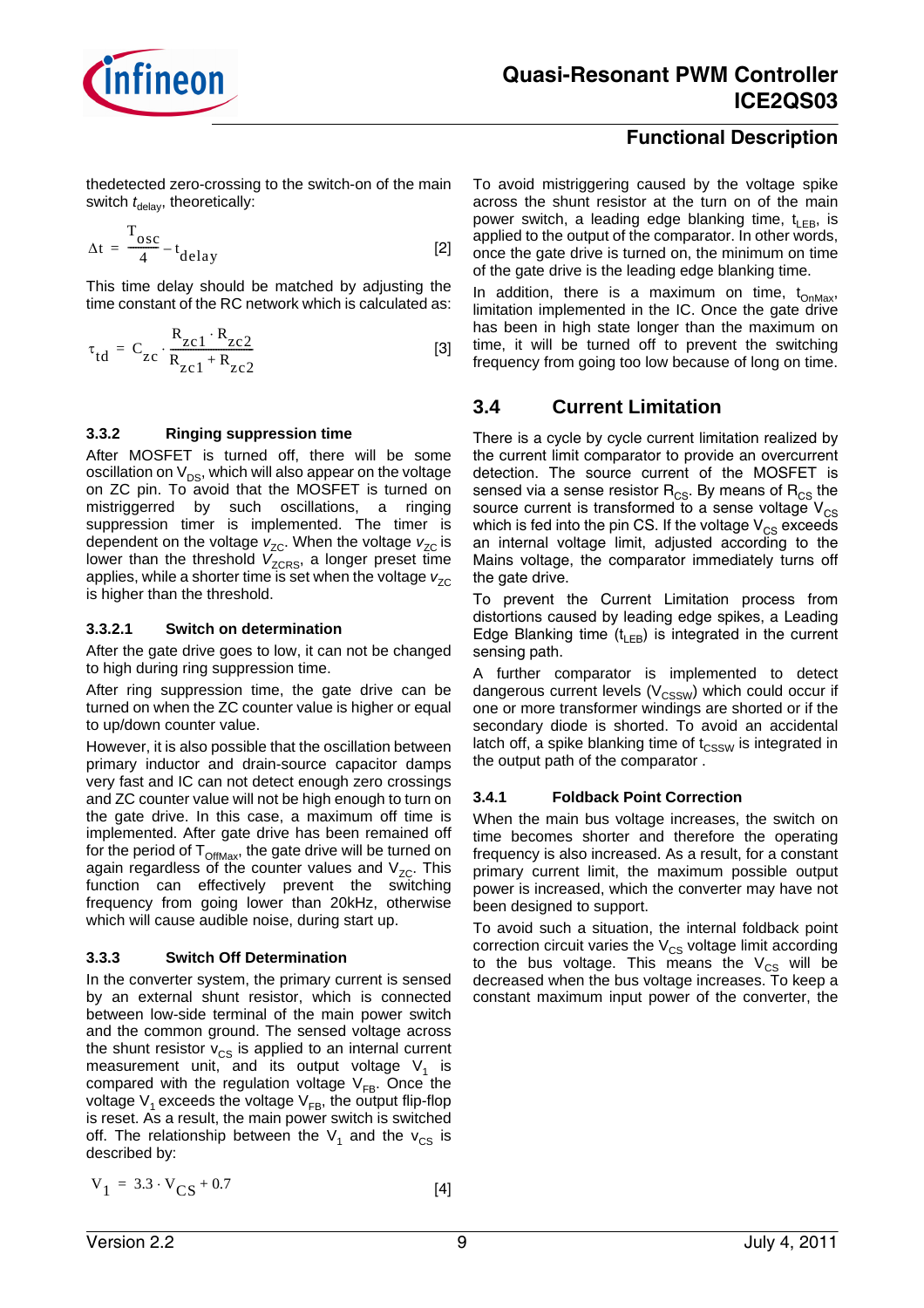thedetected zero-crossing to the switch-on of the main switch $t_{delay}$, theoretically:

$$\Delta t = \frac{T_{osc}}{4} - t_{delay} \quad [2]$$

This time delay should be matched by adjusting the time constant of the RC network which is calculated as:

$$\tau_{td} = C_{zc} \cdot \frac{R_{zc1} \cdot R_{zc2}}{R_{zc1} + R_{zc2}} \quad [3]$$

### 3.3.2 Ringing suppression time

After MOSFET is turned off, there will be some oscillation on $V_{DS}$, which will also appear on the voltage on ZC pin. To avoid that the MOSFET is turned on mistriggerred by such oscillations, a ringing suppression timer is implemented. The timer is dependent on the voltage $v_{ZC}$. When the voltage $v_{ZC}$ is lower than the threshold $V_{ZCRS}$, a longer preset time applies, while a shorter time is set when the voltage $v_{ZC}$ is higher than the threshold.

#### 3.3.2.1 Switch on determination

After the gate drive goes to low, it can not be changed to high during ring suppression time.

After ring suppression time, the gate drive can be turned on when the ZC counter value is higher or equal to up/down counter value.

However, it is also possible that the oscillation between primary inductor and drain-source capacitor damps very fast and IC can not detect enough zero crossings and ZC counter value will not be high enough to turn on the gate drive. In this case, a maximum off time is implemented. After gate drive has been remained off for the period of $T_{OffMax}$, the gate drive will be turned on again regardless of the counter values and $V_{ZC}$. This function can effectively prevent the switching frequency from going lower than 20kHz, otherwise which will cause audible noise, during start up.

### 3.3.3 Switch Off Determination

In the converter system, the primary current is sensed by an external shunt resistor, which is connected between low-side terminal of the main power switch and the common ground. The sensed voltage across the shunt resistor $v_{CS}$ is applied to an internal current measurement unit, and its output voltage $V_1$ is compared with the regulation voltage $V_{FB}$. Once the voltage $V_1$ exceeds the voltage $V_{FB}$, the output flip-flop is reset. As a result, the main power switch is switched off. The relationship between the $V_1$ and the $v_{CS}$ is described by:

$$V_1 = 3.3 \cdot V_{CS} + 0.7 \quad [4]$$

To avoid mistriggering caused by the voltage spike across the shunt resistor at the turn on of the main power switch, a leading edge blanking time, $t_{LEB}$, is applied to the output of the comparator. In other words, once the gate drive is turned on, the minimum on time of the gate drive is the leading edge blanking time.

In addition, there is a maximum on time, $t_{OnMax}$, limitation implemented in the IC. Once the gate drive has been in high state longer than the maximum on time, it will be turned off to prevent the switching frequency from going too low because of long on time.

## 3.4 Current Limitation

There is a cycle by cycle current limitation realized by the current limit comparator to provide an overcurrent detection. The source current of the MOSFET is sensed via a sense resistor $R_{CS}$. By means of $R_{CS}$ the source current is transformed to a sense voltage $V_{CS}$ which is fed into the pin CS. If the voltage $V_{CS}$ exceeds an internal voltage limit, adjusted according to the Mains voltage, the comparator immediately turns off the gate drive.

To prevent the Current Limitation process from distortions caused by leading edge spikes, a Leading Edge Blanking time ($t_{LEB}$) is integrated in the current sensing path.

A further comparator is implemented to detect dangerous current levels ($V_{CSSW}$) which could occur if one or more transformer windings are shorted or if the secondary diode is shorted. To avoid an accidental latch off, a spike blanking time of $t_{CSSW}$ is integrated in the output path of the comparator .

### 3.4.1 Foldback Point Correction

When the main bus voltage increases, the switch on time becomes shorter and therefore the operating frequency is also increased. As a result, for a constant primary current limit, the maximum possible output power is increased, which the converter may have not been designed to support.

To avoid such a situation, the internal foldback point correction circuit varies the $V_{CS}$ voltage limit according to the bus voltage. This means the $V_{CS}$ will be decreased when the bus voltage increases. To keep a constant maximum input power of the converter, the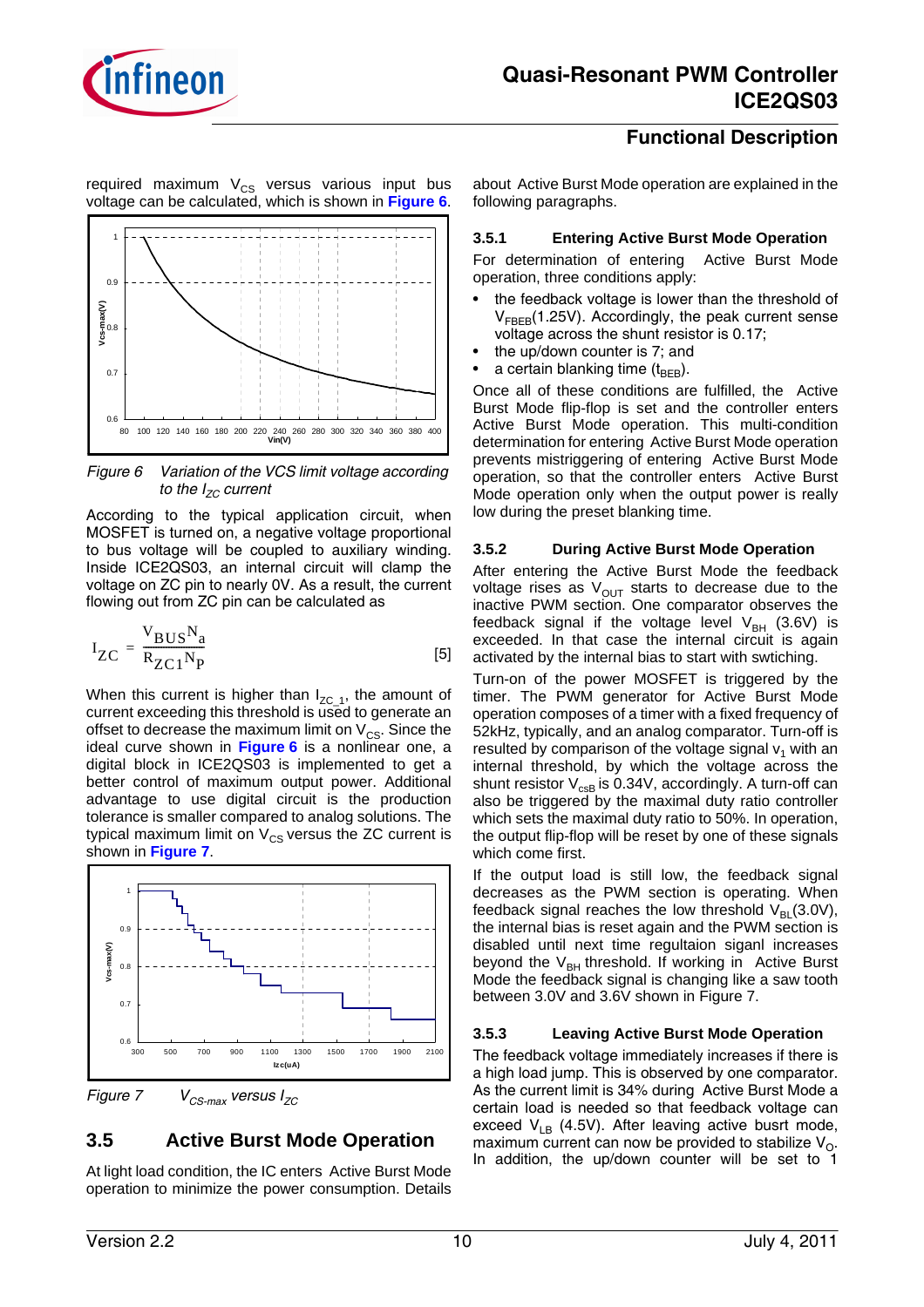required maximum $V_{CS}$ versus various input bus voltage can be calculated, which is shown in **Figure 6**.

*Figure 6 Variation of the VCS limit voltage according to the $I_{ZC}$ current*

According to the typical application circuit, when MOSFET is turned on, a negative voltage proportional to bus voltage will be coupled to auxiliary winding. Inside ICE2QS03, an internal circuit will clamp the voltage on ZC pin to nearly 0V. As a result, the current flowing out from ZC pin can be calculated as

$$I_{ZC} = \frac{V_{BUS}N_a}{R_{ZC1}N_P} \qquad [5]$$

When this current is higher than $I_{ZC\_1}$, the amount of current exceeding this threshold is used to generate an offset to decrease the maximum limit on $V_{CS}$. Since the ideal curve shown in **Figure 6** is a nonlinear one, a digital block in ICE2QS03 is implemented to get a better control of maximum output power. Additional advantage to use digital circuit is the production tolerance is smaller compared to analog solutions. The typical maximum limit on $V_{CS}$ versus the ZC current is shown in **Figure 7**.

*Figure 7 $V_{CS\text{-}max}$ versus $I_{ZC}$*

## 3.5 Active Burst Mode Operation

At light load condition, the IC enters Active Burst Mode operation to minimize the power consumption. Details about Active Burst Mode operation are explained in the following paragraphs.

### 3.5.1 Entering Active Burst Mode Operation

For determination of entering Active Burst Mode operation, three conditions apply:

- the feedback voltage is lower than the threshold of $V_{FBEB}$(1.25V). Accordingly, the peak current sense voltage across the shunt resistor is 0.17;
- the up/down counter is 7; and
- a certain blanking time ($t_{BEB}$).

Once all of these conditions are fulfilled, the Active Burst Mode flip-flop is set and the controller enters Active Burst Mode operation. This multi-condition determination for entering Active Burst Mode operation prevents mistriggering of entering Active Burst Mode operation, so that the controller enters Active Burst Mode operation only when the output power is really low during the preset blanking time.

### 3.5.2 During Active Burst Mode Operation

After entering the Active Burst Mode the feedback voltage rises as $V_{OUT}$ starts to decrease due to the inactive PWM section. One comparator observes the feedback signal if the voltage level $V_{BH}$ (3.6V) is exceeded. In that case the internal circuit is again activated by the internal bias to start with swtiching.

Turn-on of the power MOSFET is triggered by the timer. The PWM generator for Active Burst Mode operation composes of a timer with a fixed frequency of 52kHz, typically, and an analog comparator. Turn-off is resulted by comparison of the voltage signal $v_1$ with an internal threshold, by which the voltage across the shunt resistor $V_{csB}$ is 0.34V, accordingly. A turn-off can also be triggered by the maximal duty ratio controller which sets the maximal duty ratio to 50%. In operation, the output flip-flop will be reset by one of these signals which come first.

If the output load is still low, the feedback signal decreases as the PWM section is operating. When feedback signal reaches the low threshold $V_{BL}$(3.0V), the internal bias is reset again and the PWM section is disabled until next time regultaion siganl increases beyond the $V_{BH}$ threshold. If working in Active Burst Mode the feedback signal is changing like a saw tooth between 3.0V and 3.6V shown in Figure 7.

### 3.5.3 Leaving Active Burst Mode Operation

The feedback voltage immediately increases if there is a high load jump. This is observed by one comparator. As the current limit is 34% during Active Burst Mode a certain load is needed so that feedback voltage can exceed $V_{LB}$ (4.5V). After leaving active busrt mode, maximum current can now be provided to stabilize $V_O$. In addition, the up/down counter will be set to 1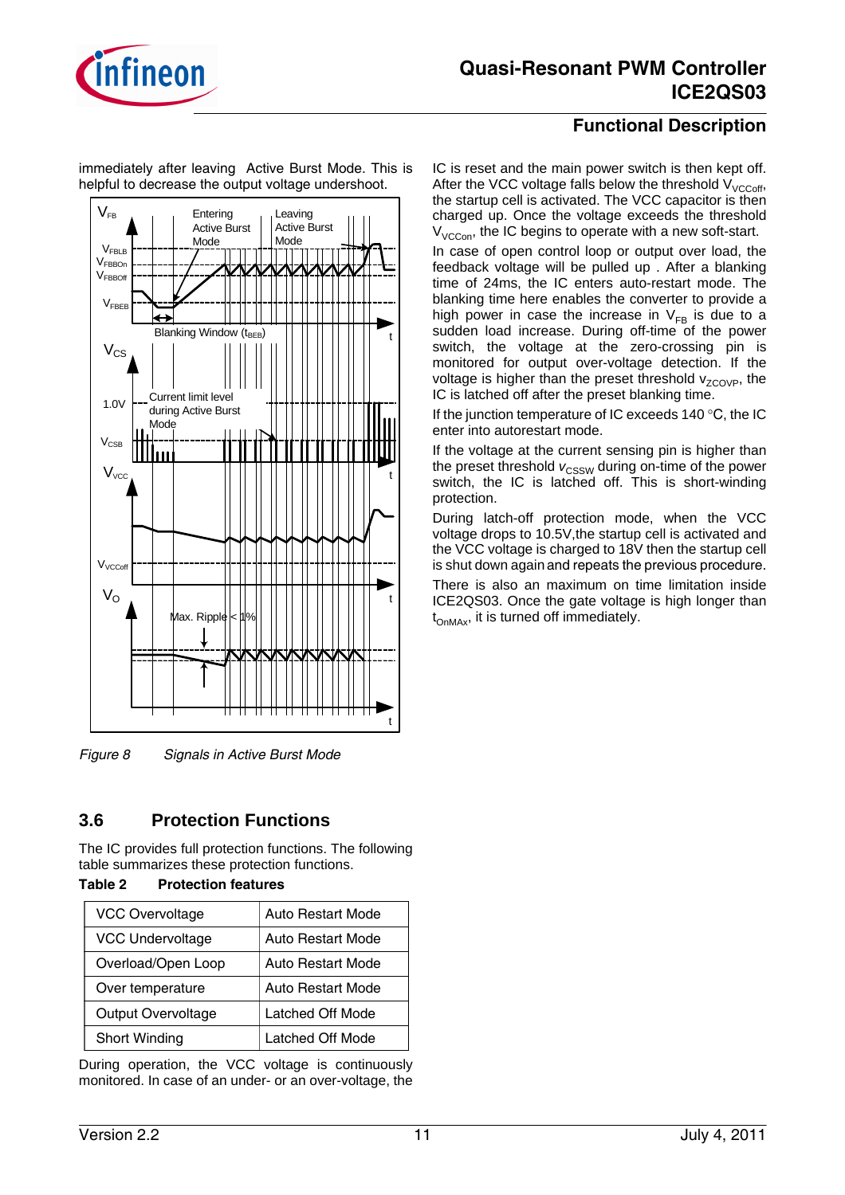immediately after leaving Active Burst Mode. This is helpful to decrease the output voltage undershoot.

Figure 8 Signals in Active Burst Mode

IC is reset and the main power switch is then kept off. After the VCC voltage falls below the threshold $V_{VCCoff}$, the startup cell is activated. The VCC capacitor is then charged up. Once the voltage exceeds the threshold $V_{VCCon}$, the IC begins to operate with a new soft-start.

In case of open control loop or output over load, the feedback voltage will be pulled up . After a blanking time of 24ms, the IC enters auto-restart mode. The blanking time here enables the converter to provide a high power in case the increase in $V_{FB}$ is due to a sudden load increase. During off-time of the power switch, the voltage at the zero-crossing pin is monitored for output over-voltage detection. If the voltage is higher than the preset threshold $v_{ZCOVP}$, the IC is latched off after the preset blanking time.

If the junction temperature of IC exceeds 140 °C, the IC enter into autorestart mode.

If the voltage at the current sensing pin is higher than the preset threshold $v_{CSSW}$ during on-time of the power switch, the IC is latched off. This is short-winding protection.

During latch-off protection mode, when the VCC voltage drops to 10.5V,the startup cell is activated and the VCC voltage is charged to 18V then the startup cell is shut down again and repeats the previous procedure.

There is also an maximum on time limitation inside ICE2QS03. Once the gate voltage is high longer than $t_{OnMAx}$, it is turned off immediately.

## 3.6 Protection Functions

The IC provides full protection functions. The following table summarizes these protection functions.

**Table 2 Protection features**

| | |
|---|---|
| VCC Overvoltage | Auto Restart Mode |
| VCC Undervoltage | Auto Restart Mode |
| Overload/Open Loop | Auto Restart Mode |
| Over temperature | Auto Restart Mode |
| Output Overvoltage | Latched Off Mode |
| Short Winding | Latched Off Mode |

During operation, the VCC voltage is continuously monitored. In case of an under- or an over-voltage, the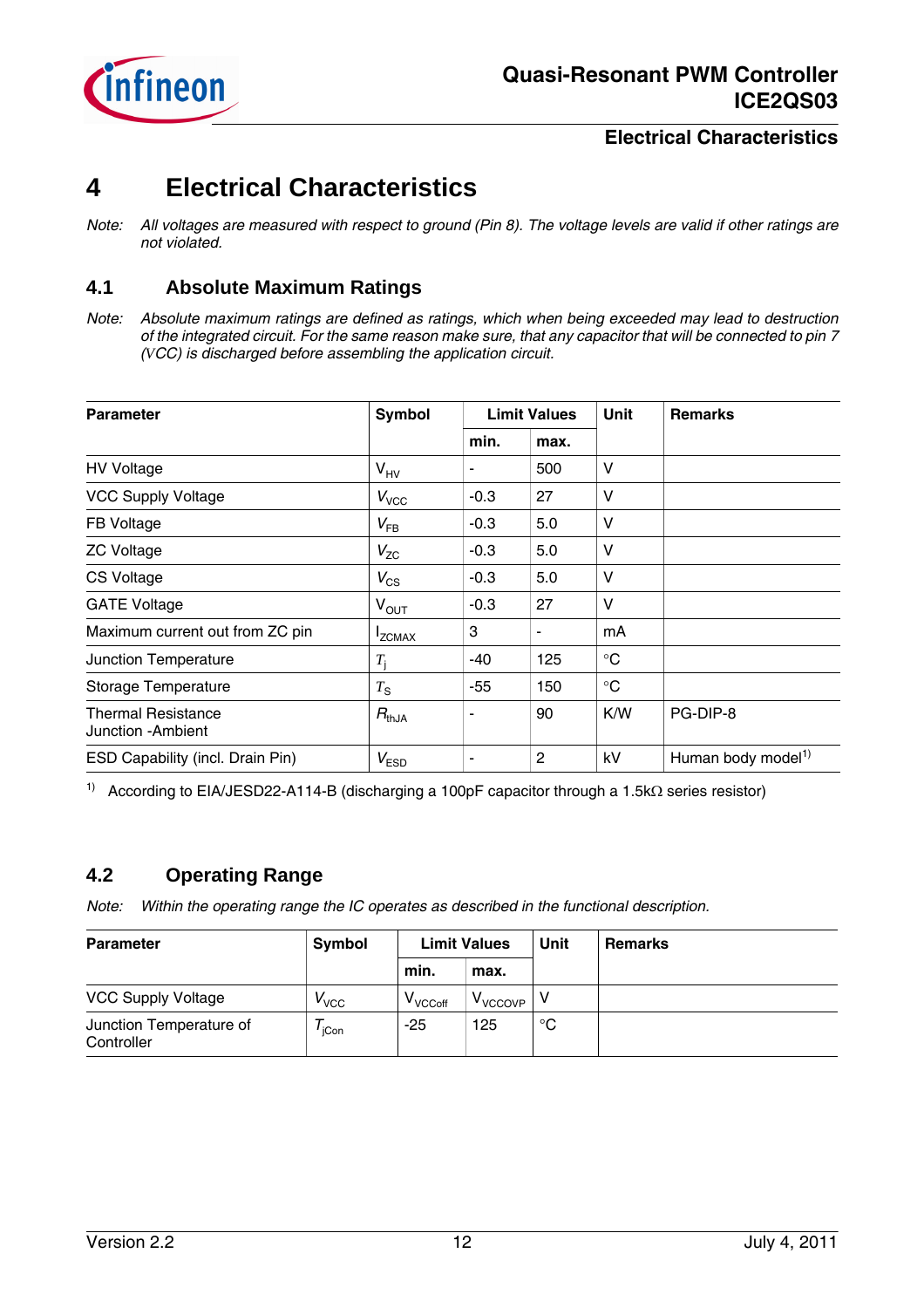# 4 Electrical Characteristics

*Note: All voltages are measured with respect to ground (Pin 8). The voltage levels are valid if other ratings are not violated.*

## 4.1 Absolute Maximum Ratings

*Note: Absolute maximum ratings are defined as ratings, which when being exceeded may lead to destruction of the integrated circuit. For the same reason make sure, that any capacitor that will be connected to pin 7 (VCC) is discharged before assembling the application circuit.*

| Parameter | Symbol | Limit Values | | Unit | Remarks |
|---|---|---|---|---|---|
| | | min. | max. | | |
| HV Voltage | $V_{HV}$ | - | 500 | V | |
| VCC Supply Voltage | $V_{VCC}$ | -0.3 | 27 | V | |
| FB Voltage | $V_{FB}$ | -0.3 | 5.0 | V | |
| ZC Voltage | $V_{ZC}$ | -0.3 | 5.0 | V | |
| CS Voltage | $V_{CS}$ | -0.3 | 5.0 | V | |
| GATE Voltage | $V_{OUT}$ | -0.3 | 27 | V | |
| Maximum current out from ZC pin | $I_{ZCMAX}$ | 3 | - | mA | |
| Junction Temperature | $T_j$ | -40 | 125 | °C | |
| Storage Temperature | $T_S$ | -55 | 150 | °C | |
| Thermal Resistance Junction -Ambient | $R_{thJA}$ | - | 90 | K/W | PG-DIP-8 |
| ESD Capability (incl. Drain Pin) | $V_{ESD}$ | - | 2 | kV | Human body model[1) ] |

1) According to EIA/JESD22-A114-B (discharging a 100pF capacitor through a 1.5kΩ series resistor)

## 4.2 Operating Range

*Note: Within the operating range the IC operates as described in the functional description.*

| Parameter | Symbol | Limit Values | | Unit | Remarks |
|---|---|---|---|---|---|
| | | min. | max. | | |
| VCC Supply Voltage | $V_{VCC}$ | $V_{VCCoff}$ | $V_{VCCOVP}$ | V | |
| Junction Temperature of Controller | $T_{jCon}$ | -25 | 125 | °C | |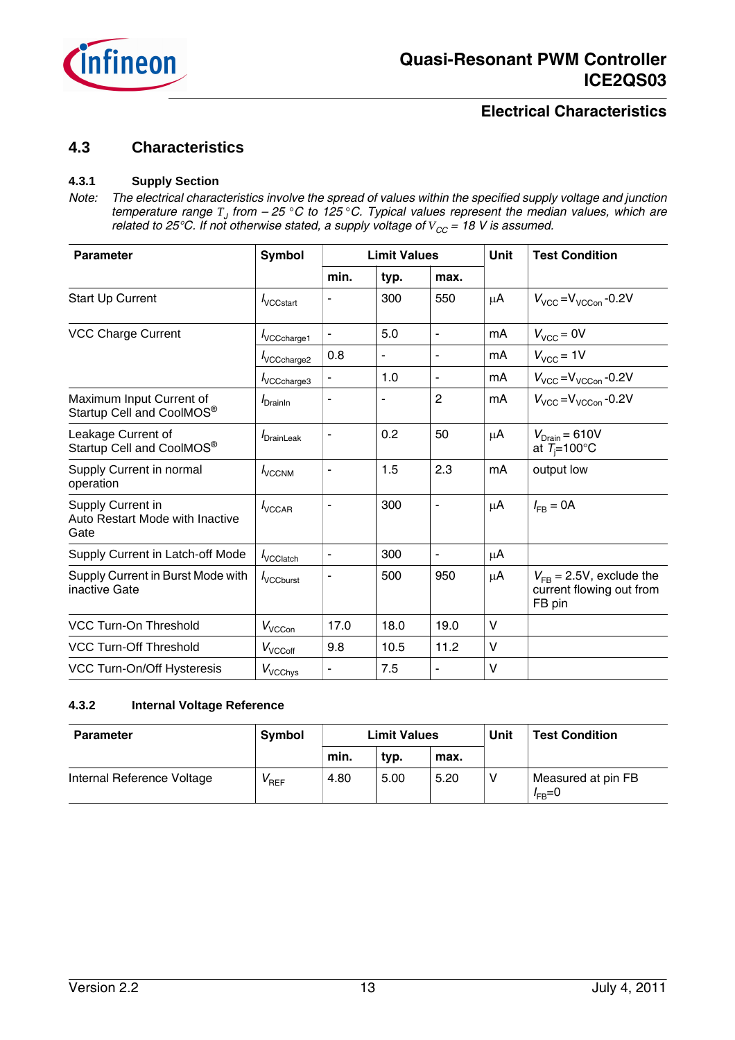## 4.3 Characteristics

### 4.3.1 Supply Section

*Note: The electrical characteristics involve the spread of values within the specified supply voltage and junction temperature range $T_J$ from – 25 °C to 125 °C. Typical values represent the median values, which are related to 25°C. If not otherwise stated, a supply voltage of $V_{CC}$ = 18 V is assumed.*

| Parameter | Symbol | Limit Values | | | Unit | Test Condition |
|---|---|---|---|---|---|---|
| | | min. | typ. | max. | | |
| Start Up Current | $I_{VCCstart}$ | - | 300 | 550 | µA | $V_{VCC}=V_{VCCon}$ -0.2V |
| VCC Charge Current | $I_{VCCcharge1}$ | - | 5.0 | - | mA | $V_{VCC}$ = 0V |
| | $I_{VCCcharge2}$ | 0.8 | - | - | mA | $V_{VCC}$ = 1V |
| | $I_{VCCcharge3}$ | - | 1.0 | - | mA | $V_{VCC}=V_{VCCon}$ -0.2V |
| Maximum Input Current of Startup Cell and CoolMOS® | $I_{DrainIn}$ | - | - | 2 | mA | $V_{VCC}=V_{VCCon}$ -0.2V |
| Leakage Current of Startup Cell and CoolMOS® | $I_{DrainLeak}$ | - | 0.2 | 50 | µA | $V_{Drain}$ = 610V at $T_j$=100°C |
| Supply Current in normal operation | $I_{VCCNM}$ | - | 1.5 | 2.3 | mA | output low |
| Supply Current in Auto Restart Mode with Inactive Gate | $I_{VCCAR}$ | - | 300 | - | µA | $I_{FB}$ = 0A |
| Supply Current in Latch-off Mode | $I_{VCClatch}$ | - | 300 | - | µA | |
| Supply Current in Burst Mode with inactive Gate | $I_{VCCburst}$ | - | 500 | 950 | µA | $V_{FB}$ = 2.5V, exclude the current flowing out from FB pin |
| VCC Turn-On Threshold | $V_{VCCon}$ | 17.0 | 18.0 | 19.0 | V | |
| VCC Turn-Off Threshold | $V_{VCCoff}$ | 9.8 | 10.5 | 11.2 | V | |
| VCC Turn-On/Off Hysteresis | $V_{VCChys}$ | - | 7.5 | - | V | |

### 4.3.2 Internal Voltage Reference

| Parameter | Symbol | Limit Values | | | Unit | Test Condition |
|---|---|---|---|---|---|---|
| | | min. | typ. | max. | | |
| Internal Reference Voltage | $V_{REF}$ | 4.80 | 5.00 | 5.20 | V | Measured at pin FB $I_{FB}$=0 |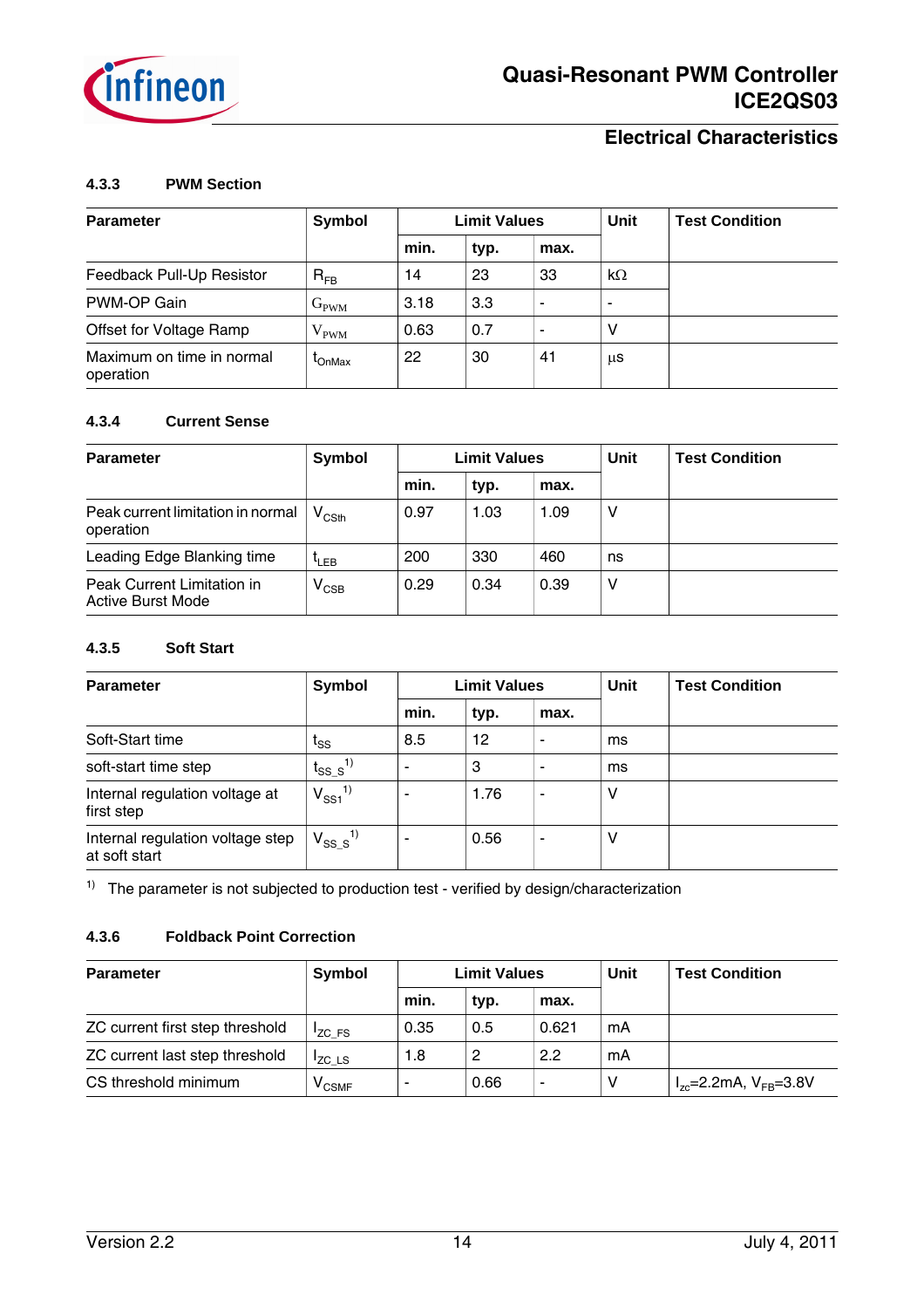### 4.3.3 PWM Section

| Parameter | Symbol | Limit Values | | | Unit | Test Condition |
|---|---|---|---|---|---|---|
| | | min. | typ. | max. | | |
| Feedback Pull-Up Resistor | $R_{FB}$ | 14 | 23 | 33 | kΩ | |
| PWM-OP Gain | $G_{PWM}$ | 3.18 | 3.3 | - | - | |
| Offset for Voltage Ramp | $V_{PWM}$ | 0.63 | 0.7 | - | V | |
| Maximum on time in normal operation | $t_{OnMax}$ | 22 | 30 | 41 | µs | |

### 4.3.4 Current Sense

| Parameter | Symbol | Limit Values | | | Unit | Test Condition |
|---|---|---|---|---|---|---|
| | | min. | typ. | max. | | |
| Peak current limitation in normal operation | $V_{CSth}$ | 0.97 | 1.03 | 1.09 | V | |
| Leading Edge Blanking time | $t_{LEB}$ | 200 | 330 | 460 | ns | |
| Peak Current Limitation in Active Burst Mode | $V_{CSB}$ | 0.29 | 0.34 | 0.39 | V | |

### 4.3.5 Soft Start

| Parameter | Symbol | Limit Values | | | Unit | Test Condition |
|---|---|---|---|---|---|---|
| | | min. | typ. | max. | | |
| Soft-Start time | $t_{SS}$ | 8.5 | 12 | - | ms | |
| soft-start time step | $t_{SS\_S}$ [1] | - | 3 | - | ms | |
| Internal regulation voltage at first step | $V_{SS1}$ [1] | - | 1.76 | - | V | |
| Internal regulation voltage step at soft start | $V_{SS\_S}$ [1] | - | 0.56 | - | V | |

[1] The parameter is not subjected to production test - verified by design/characterization

### 4.3.6 Foldback Point Correction

| Parameter | Symbol | Limit Values | | | Unit | Test Condition |
|---|---|---|---|---|---|---|
| | | min. | typ. | max. | | |
| ZC current first step threshold | $I_{ZC\_FS}$ | 0.35 | 0.5 | 0.621 | mA | |
| ZC current last step threshold | $I_{ZC\_LS}$ | 1.8 | 2 | 2.2 | mA | |
| CS threshold minimum | $V_{CSMF}$ | - | 0.66 | - | V | $I_{zc}$=2.2mA, $V_{FB}$=3.8V |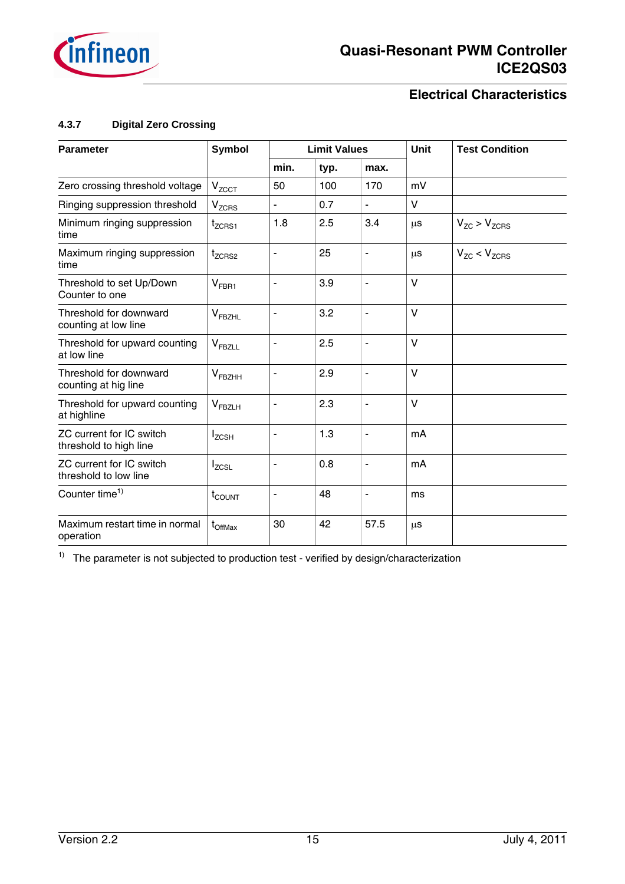### 4.3.7 Digital Zero Crossing

| Parameter | Symbol | Limit Values | | | Unit | Test Condition |
|---|---|---|---|---|---|---|
| | | min. | typ. | max. | | |
| Zero crossing threshold voltage | $V_{ZCCT}$ | 50 | 100 | 170 | mV | |
| Ringing suppression threshold | $V_{ZCRS}$ | - | 0.7 | - | V | |
| Minimum ringing suppression time | $t_{ZCRS1}$ | 1.8 | 2.5 | 3.4 | µs | $V_{ZC} > V_{ZCRS}$ |
| Maximum ringing suppression time | $t_{ZCRS2}$ | - | 25 | - | µs | $V_{ZC} < V_{ZCRS}$ |
| Threshold to set Up/Down Counter to one | $V_{FBR1}$ | - | 3.9 | - | V | |
| Threshold for downward counting at low line | $V_{FBZHL}$ | - | 3.2 | - | V | |
| Threshold for upward counting at low line | $V_{FBZLL}$ | - | 2.5 | - | V | |
| Threshold for downward counting at hig line | $V_{FBZHH}$ | - | 2.9 | - | V | |
| Threshold for upward counting at highline | $V_{FBZLH}$ | - | 2.3 | - | V | |
| ZC current for IC switch threshold to high line | $I_{ZCSH}$ | - | 1.3 | - | mA | |
| ZC current for IC switch threshold to low line | $I_{ZCSL}$ | - | 0.8 | - | mA | |
| Counter time[1) ] | $t_{COUNT}$ | - | 48 | - | ms | |
| Maximum restart time in normal operation | $t_{OffMax}$ | 30 | 42 | 57.5 | µs | |

1) The parameter is not subjected to production test - verified by design/characterization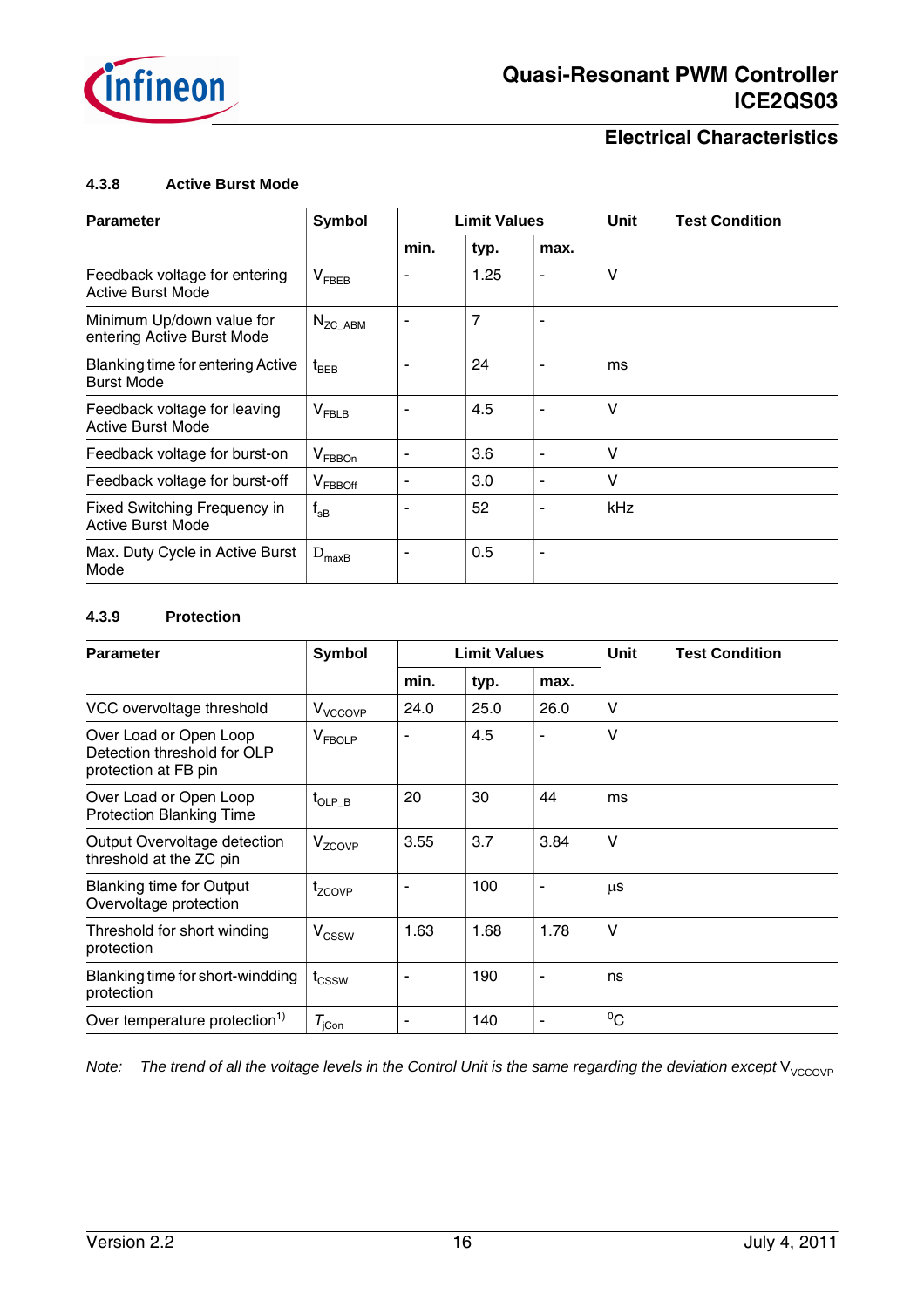#### 4.3.8 Active Burst Mode

| Parameter | Symbol | Limit Values | | | Unit | Test Condition |
|---|---|---|---|---|---|---|
| | | min. | typ. | max. | | |
| Feedback voltage for entering Active Burst Mode | $V_{FBEB}$ | - | 1.25 | - | V | |
| Minimum Up/down value for entering Active Burst Mode | $N_{ZC\_ABM}$ | - | 7 | - | | |
| Blanking time for entering Active Burst Mode | $t_{BEB}$ | - | 24 | - | ms | |
| Feedback voltage for leaving Active Burst Mode | $V_{FBLB}$ | - | 4.5 | - | V | |
| Feedback voltage for burst-on | $V_{FBBOn}$ | - | 3.6 | - | V | |
| Feedback voltage for burst-off | $V_{FBBOff}$ | - | 3.0 | - | V | |
| Fixed Switching Frequency in Active Burst Mode | $f_{sB}$ | - | 52 | - | kHz | |
| Max. Duty Cycle in Active Burst Mode | $D_{maxB}$ | - | 0.5 | - | | |

#### 4.3.9 Protection

| Parameter | Symbol | Limit Values | | | Unit | Test Condition |
|---|---|---|---|---|---|---|
| | | min. | typ. | max. | | |
| VCC overvoltage threshold | $V_{VCCOVP}$ | 24.0 | 25.0 | 26.0 | V | |
| Over Load or Open Loop Detection threshold for OLP protection at FB pin | $V_{FBOLP}$ | - | 4.5 | - | V | |
| Over Load or Open Loop Protection Blanking Time | $t_{OLP\_B}$ | 20 | 30 | 44 | ms | |
| Output Overvoltage detection threshold at the ZC pin | $V_{ZCOVP}$ | 3.55 | 3.7 | 3.84 | V | |
| Blanking time for Output Overvoltage protection | $t_{ZCOVP}$ | - | 100 | - | µs | |
| Threshold for short winding protection | $V_{CSSW}$ | 1.63 | 1.68 | 1.78 | V | |
| Blanking time for short-windding protection | $t_{CSSW}$ | - | 190 | - | ns | |
| Over temperature protection[1)] | $T_{jCon}$ | - | 140 | - | °C | |

*Note: The trend of all the voltage levels in the Control Unit is the same regarding the deviation except* $V_{VCCOVP}$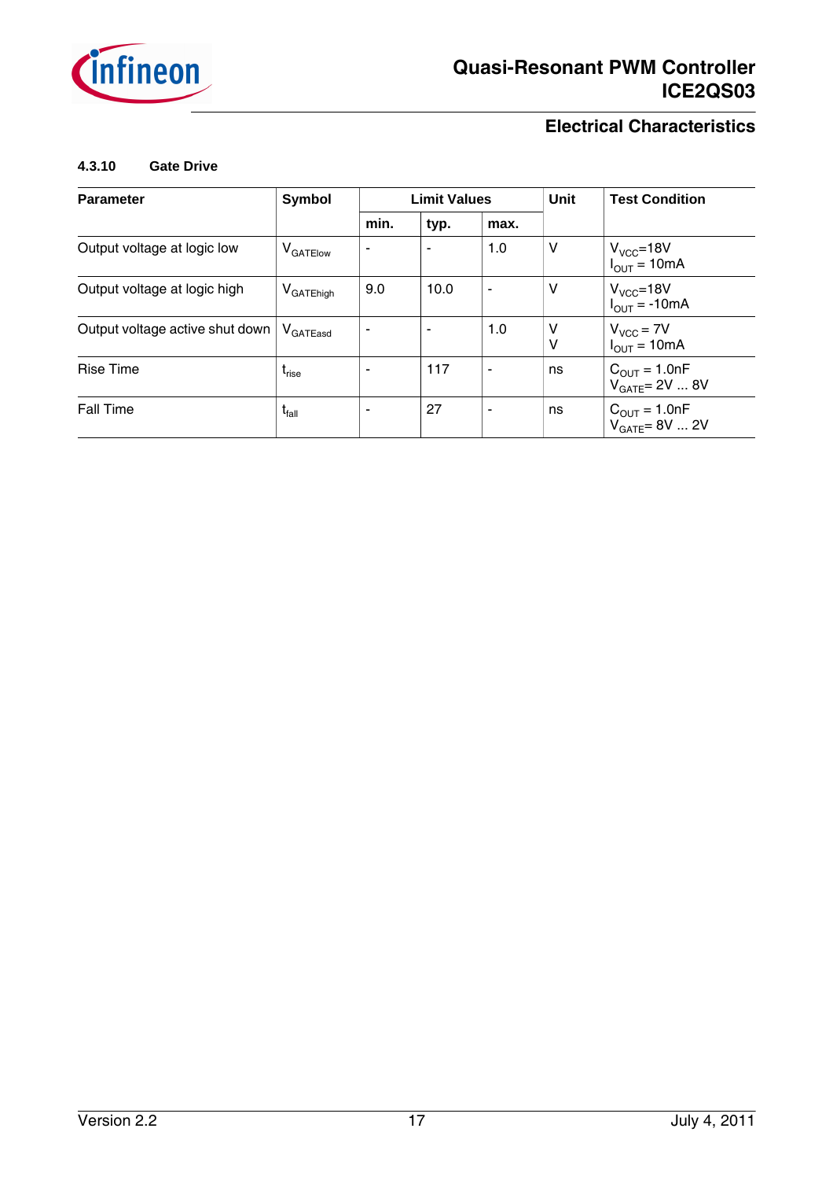#### 4.3.10 Gate Drive

| Parameter | Symbol | Limit Values | | | Unit | Test Condition |
|---|---|---|---|---|---|---|
| | | min. | typ. | max. | | |
| Output voltage at logic low | $V_{GATElow}$ | - | - | 1.0 | V | $V_{VCC}$=18V<br>$I_{OUT}$ = 10mA |
| Output voltage at logic high | $V_{GATEhigh}$ | 9.0 | 10.0 | - | V | $V_{VCC}$=18V<br>$I_{OUT}$ = -10mA |
| Output voltage active shut down | $V_{GATEasd}$ | - | - | 1.0 | V<br>V | $V_{VCC}$ = 7V<br>$I_{OUT}$ = 10mA |
| Rise Time | $t_{rise}$ | - | 117 | - | ns | $C_{OUT}$ = 1.0nF<br>$V_{GATE}$= 2V ... 8V |
| Fall Time | $t_{fall}$ | - | 27 | - | ns | $C_{OUT}$ = 1.0nF<br>$V_{GATE}$= 8V ... 2V |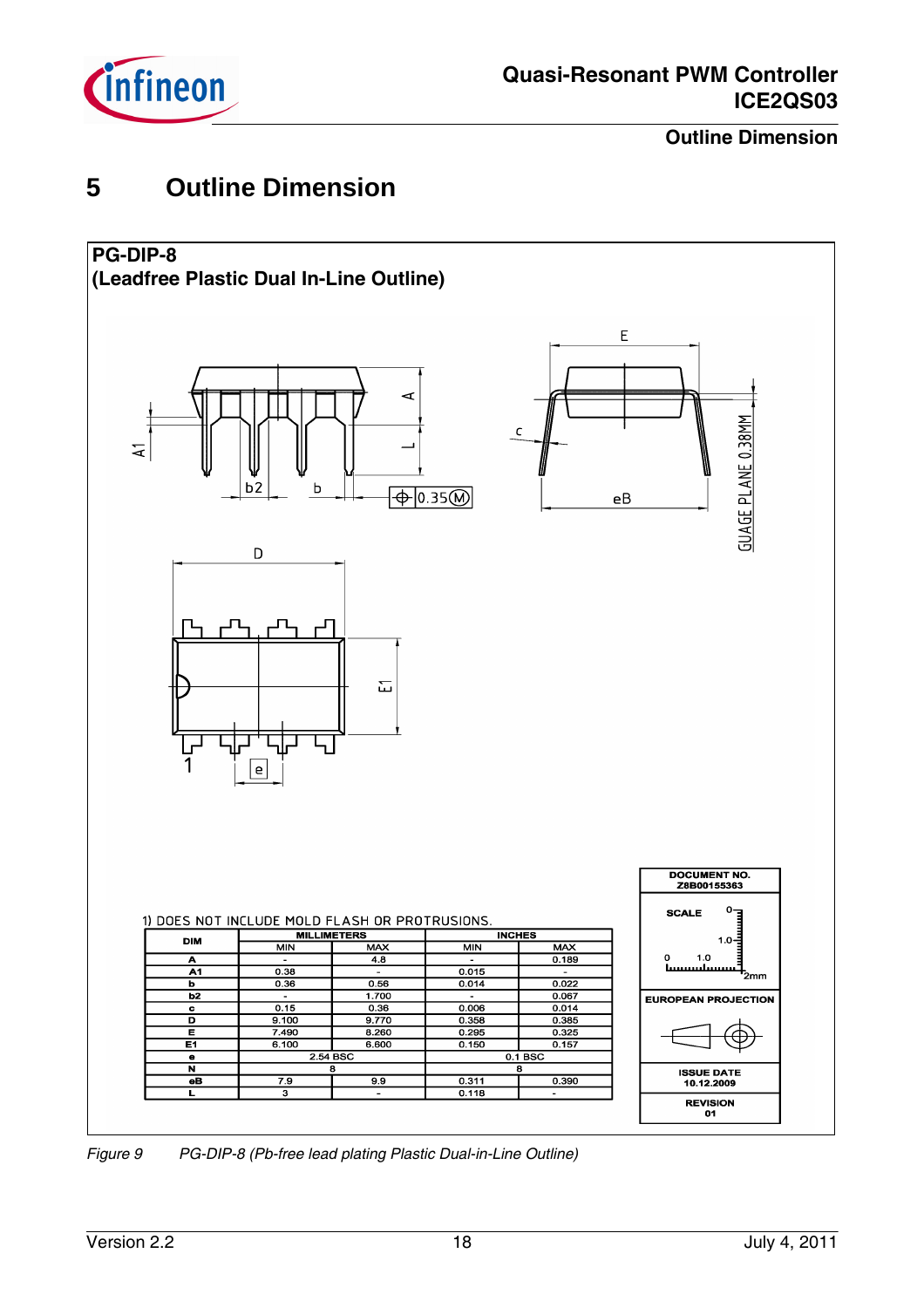# 5 Outline Dimension

**PG-DIP-8**
**(Leadfree Plastic Dual In-Line Outline)**

1) DOES NOT INCLUDE MOLD FLASH OR PROTRUSIONS.

| DIM | MILLIMETERS | | INCHES | |
|---|---|---|---|---|
| | MIN | MAX | MIN | MAX |
| A | - | 4.8 | - | 0.189 |
| A1 | 0.38 | - | 0.015 | - |
| b | 0.36 | 0.56 | 0.014 | 0.022 |
| b2 | - | 1.700 | - | 0.067 |
| c | 0.15 | 0.36 | 0.006 | 0.014 |
| D | 9.100 | 9.770 | 0.358 | 0.385 |
| E | 7.490 | 8.260 | 0.295 | 0.325 |
| E1 | 6.100 | 6.600 | 0.150 | 0.157 |
| e | 2.54 BSC | | 0.1 BSC | |
| N | 8 | | 8 | |
| eB | 7.9 | 9.9 | 0.311 | 0.390 |
| L | 3 | - | 0.118 | - |

DOCUMENT NO. Z8B00155363

SCALE

EUROPEAN PROJECTION

ISSUE DATE 10.12.2009

REVISION 01

*Figure 9 PG-DIP-8 (Pb-free lead plating Plastic Dual-in-Line Outline)*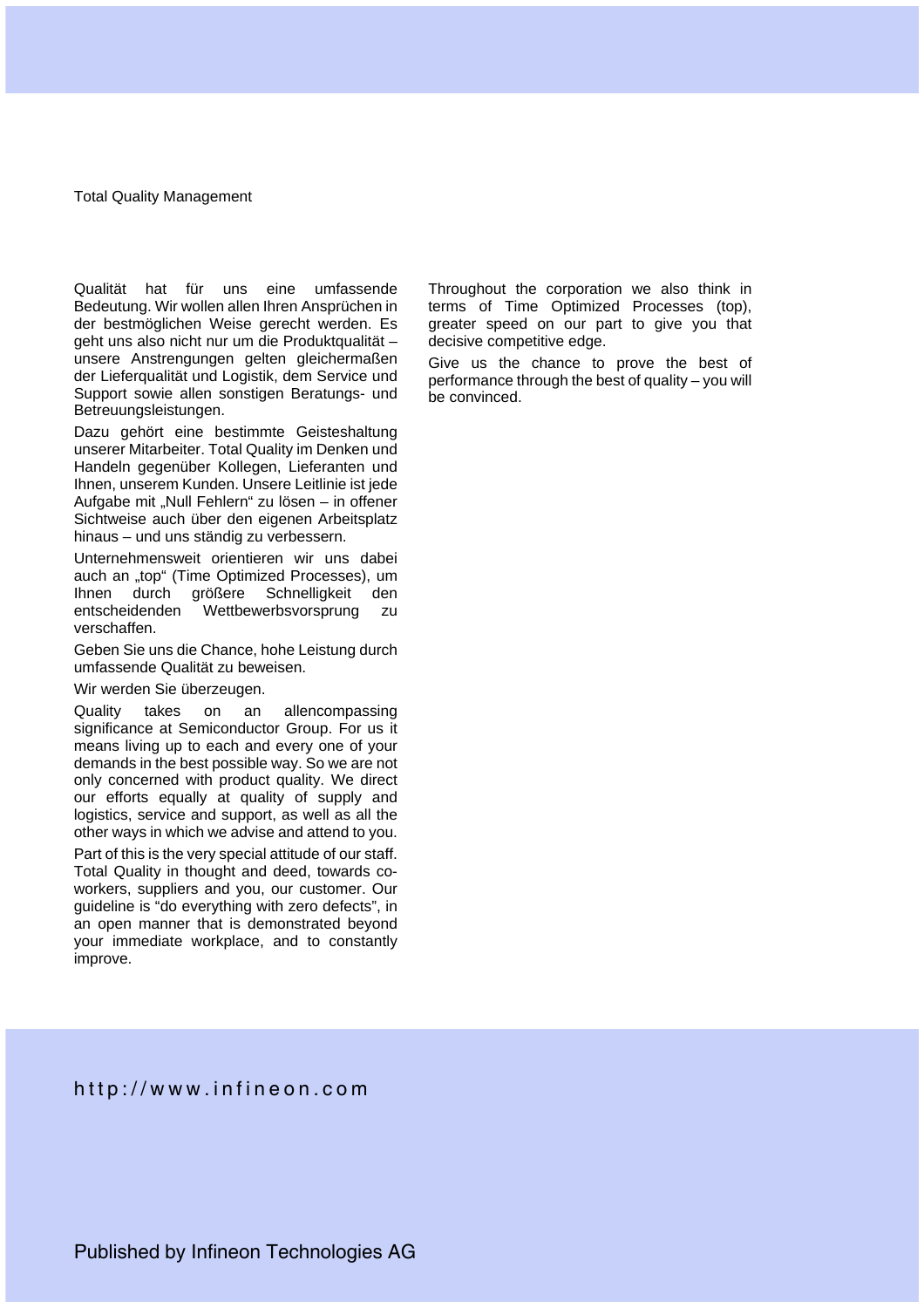Total Quality Management

Qualität hat für uns eine umfassende Bedeutung. Wir wollen allen Ihren Ansprüchen in der bestmöglichen Weise gerecht werden. Es geht uns also nicht nur um die Produktqualität – unsere Anstrengungen gelten gleichermaßen der Lieferqualität und Logistik, dem Service und Support sowie allen sonstigen Beratungs- und Betreuungsleistungen.

Dazu gehört eine bestimmte Geisteshaltung unserer Mitarbeiter. Total Quality im Denken und Handeln gegenüber Kollegen, Lieferanten und Ihnen, unserem Kunden. Unsere Leitlinie ist jede Aufgabe mit „Null Fehlern" zu lösen – in offener Sichtweise auch über den eigenen Arbeitsplatz hinaus – und uns ständig zu verbessern.

Unternehmensweit orientieren wir uns dabei auch an „top" (Time Optimized Processes), um Ihnen durch größere Schnelligkeit den entscheidenden Wettbewerbsvorsprung zu verschaffen.

Geben Sie uns die Chance, hohe Leistung durch umfassende Qualität zu beweisen.

Wir werden Sie überzeugen.

Quality takes on an allencompassing significance at Semiconductor Group. For us it means living up to each and every one of your demands in the best possible way. So we are not only concerned with product quality. We direct our efforts equally at quality of supply and logistics, service and support, as well as all the other ways in which we advise and attend to you.

Part of this is the very special attitude of our staff. Total Quality in thought and deed, towards co-workers, suppliers and you, our customer. Our guideline is "do everything with zero defects", in an open manner that is demonstrated beyond your immediate workplace, and to constantly improve.

Throughout the corporation we also think in terms of Time Optimized Processes (top), greater speed on our part to give you that decisive competitive edge.

Give us the chance to prove the best of performance through the best of quality – you will be convinced.

http://www.infineon.com

Published by Infineon Technologies AG